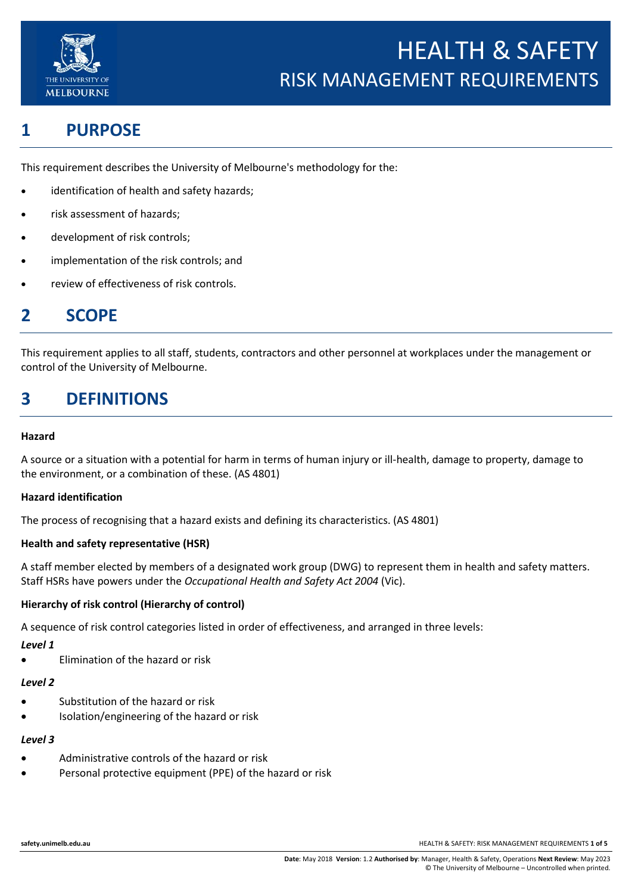# HEALTH & SAFETY
## RISK MANAGEMENT REQUIREMENTS

## 1 PURPOSE

This requirement describes the University of Melbourne's methodology for the:

- identification of health and safety hazards;
- risk assessment of hazards;
- development of risk controls;
- implementation of the risk controls; and
- review of effectiveness of risk controls.

## 2 SCOPE

This requirement applies to all staff, students, contractors and other personnel at workplaces under the management or control of the University of Melbourne.

## 3 DEFINITIONS

**Hazard**

A source or a situation with a potential for harm in terms of human injury or ill-health, damage to property, damage to the environment, or a combination of these. (AS 4801)

**Hazard identification**

The process of recognising that a hazard exists and defining its characteristics. (AS 4801)

**Health and safety representative (HSR)**

A staff member elected by members of a designated work group (DWG) to represent them in health and safety matters. Staff HSRs have powers under the *Occupational Health and Safety Act 2004* (Vic).

**Hierarchy of risk control (Hierarchy of control)**

A sequence of risk control categories listed in order of effectiveness, and arranged in three levels:

***Level 1***

- Elimination of the hazard or risk

***Level 2***

- Substitution of the hazard or risk
- Isolation/engineering of the hazard or risk

***Level 3***

- Administrative controls of the hazard or risk
- Personal protective equipment (PPE) of the hazard or risk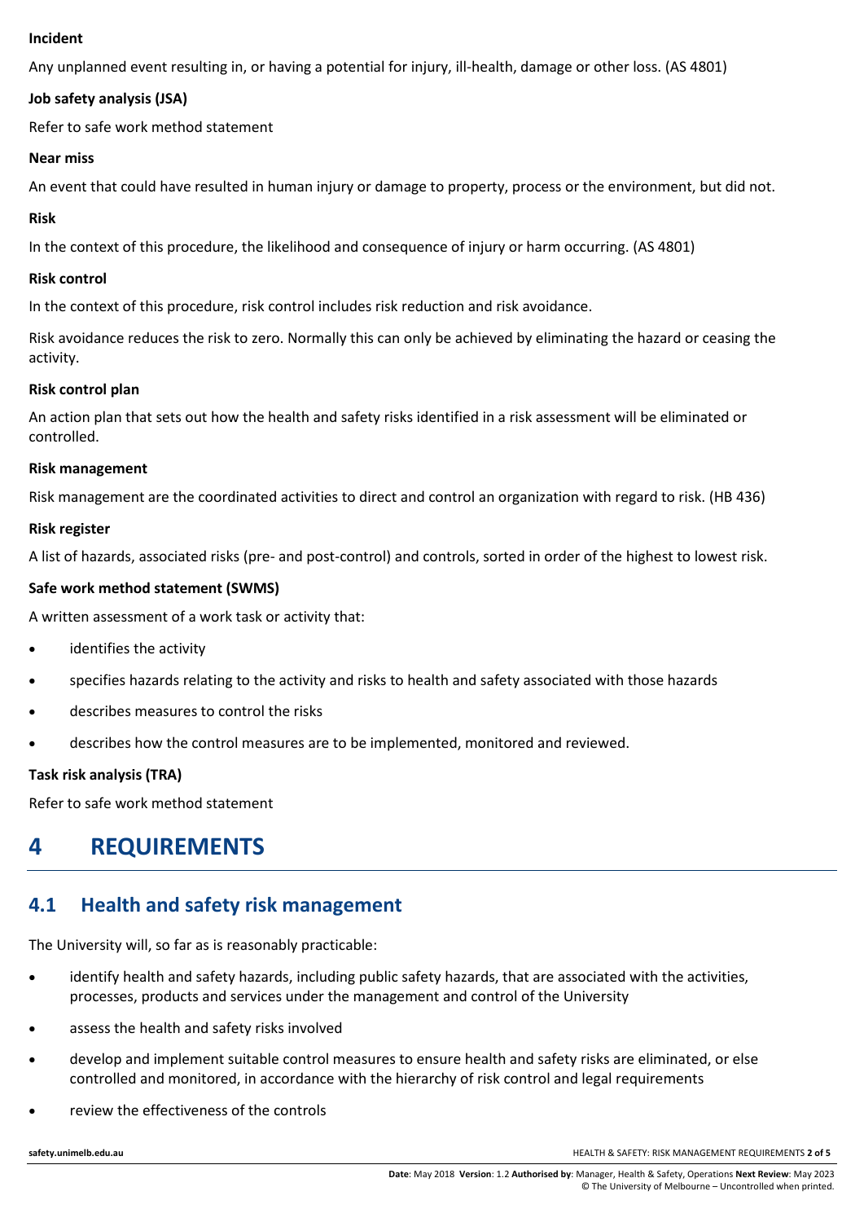**Incident**

Any unplanned event resulting in, or having a potential for injury, ill-health, damage or other loss. (AS 4801)

**Job safety analysis (JSA)**

Refer to safe work method statement

**Near miss**

An event that could have resulted in human injury or damage to property, process or the environment, but did not.

**Risk**

In the context of this procedure, the likelihood and consequence of injury or harm occurring. (AS 4801)

**Risk control**

In the context of this procedure, risk control includes risk reduction and risk avoidance.

Risk avoidance reduces the risk to zero. Normally this can only be achieved by eliminating the hazard or ceasing the activity.

**Risk control plan**

An action plan that sets out how the health and safety risks identified in a risk assessment will be eliminated or controlled.

**Risk management**

Risk management are the coordinated activities to direct and control an organization with regard to risk. (HB 436)

**Risk register**

A list of hazards, associated risks (pre- and post-control) and controls, sorted in order of the highest to lowest risk.

**Safe work method statement (SWMS)**

A written assessment of a work task or activity that:

- identifies the activity
- specifies hazards relating to the activity and risks to health and safety associated with those hazards
- describes measures to control the risks
- describes how the control measures are to be implemented, monitored and reviewed.

**Task risk analysis (TRA)**

Refer to safe work method statement

# 4 REQUIREMENTS

## 4.1 Health and safety risk management

The University will, so far as is reasonably practicable:

- identify health and safety hazards, including public safety hazards, that are associated with the activities, processes, products and services under the management and control of the University
- assess the health and safety risks involved
- develop and implement suitable control measures to ensure health and safety risks are eliminated, or else controlled and monitored, in accordance with the hierarchy of risk control and legal requirements
- review the effectiveness of the controls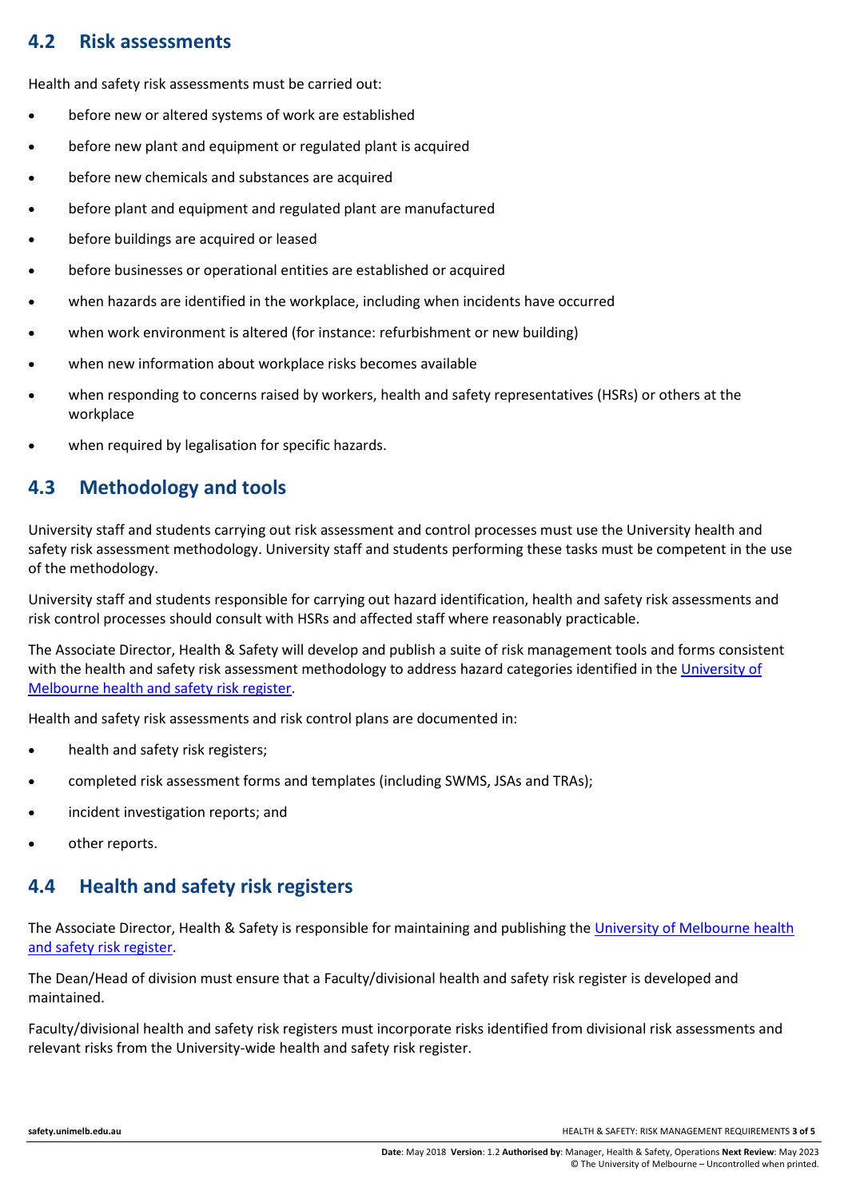## 4.2 Risk assessments

Health and safety risk assessments must be carried out:

- before new or altered systems of work are established
- before new plant and equipment or regulated plant is acquired
- before new chemicals and substances are acquired
- before plant and equipment and regulated plant are manufactured
- before buildings are acquired or leased
- before businesses or operational entities are established or acquired
- when hazards are identified in the workplace, including when incidents have occurred
- when work environment is altered (for instance: refurbishment or new building)
- when new information about workplace risks becomes available
- when responding to concerns raised by workers, health and safety representatives (HSRs) or others at the workplace
- when required by legalisation for specific hazards.

## 4.3 Methodology and tools

University staff and students carrying out risk assessment and control processes must use the University health and safety risk assessment methodology. University staff and students performing these tasks must be competent in the use of the methodology.

University staff and students responsible for carrying out hazard identification, health and safety risk assessments and risk control processes should consult with HSRs and affected staff where reasonably practicable.

The Associate Director, Health & Safety will develop and publish a suite of risk management tools and forms consistent with the health and safety risk assessment methodology to address hazard categories identified in the University of Melbourne health and safety risk register.

Health and safety risk assessments and risk control plans are documented in:

- health and safety risk registers;
- completed risk assessment forms and templates (including SWMS, JSAs and TRAs);
- incident investigation reports; and
- other reports.

## 4.4 Health and safety risk registers

The Associate Director, Health & Safety is responsible for maintaining and publishing the University of Melbourne health and safety risk register.

The Dean/Head of division must ensure that a Faculty/divisional health and safety risk register is developed and maintained.

Faculty/divisional health and safety risk registers must incorporate risks identified from divisional risk assessments and relevant risks from the University-wide health and safety risk register.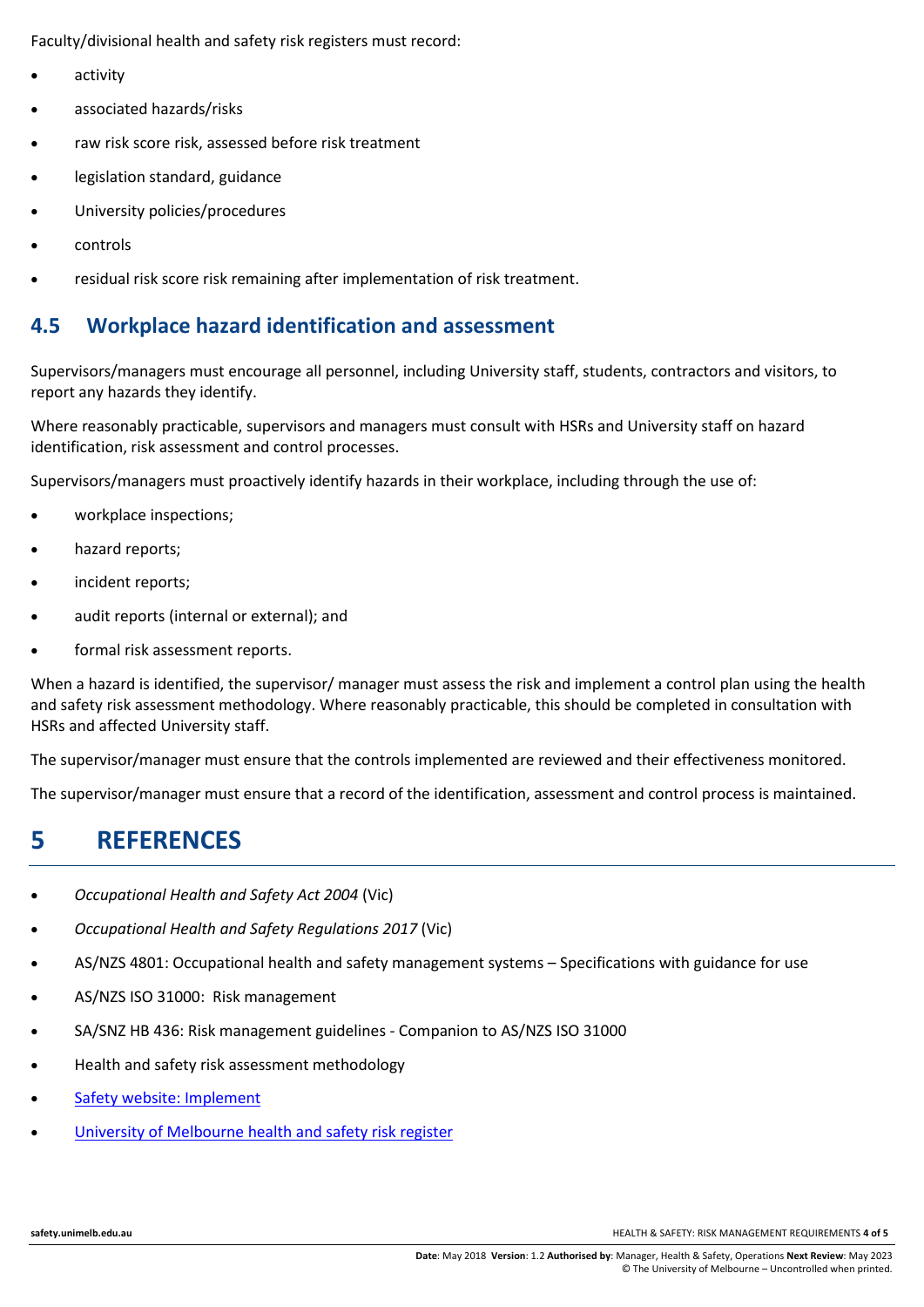Faculty/divisional health and safety risk registers must record:

- activity
- associated hazards/risks
- raw risk score risk, assessed before risk treatment
- legislation standard, guidance
- University policies/procedures
- controls
- residual risk score risk remaining after implementation of risk treatment.

### 4.5 Workplace hazard identification and assessment

Supervisors/managers must encourage all personnel, including University staff, students, contractors and visitors, to report any hazards they identify.

Where reasonably practicable, supervisors and managers must consult with HSRs and University staff on hazard identification, risk assessment and control processes.

Supervisors/managers must proactively identify hazards in their workplace, including through the use of:

- workplace inspections;
- hazard reports;
- incident reports;
- audit reports (internal or external); and
- formal risk assessment reports.

When a hazard is identified, the supervisor/ manager must assess the risk and implement a control plan using the health and safety risk assessment methodology. Where reasonably practicable, this should be completed in consultation with HSRs and affected University staff.

The supervisor/manager must ensure that the controls implemented are reviewed and their effectiveness monitored.

The supervisor/manager must ensure that a record of the identification, assessment and control process is maintained.

## 5 REFERENCES

- *Occupational Health and Safety Act 2004* (Vic)
- *Occupational Health and Safety Regulations 2017* (Vic)
- AS/NZS 4801: Occupational health and safety management systems – Specifications with guidance for use
- AS/NZS ISO 31000: Risk management
- SA/SNZ HB 436: Risk management guidelines - Companion to AS/NZS ISO 31000
- Health and safety risk assessment methodology
- Safety website: Implement
- University of Melbourne health and safety risk register

**Date**: May 2018 **Version**: 1.2 **Authorised by**: Manager, Health & Safety, Operations **Next Review**: May 2023
© The University of Melbourne – Uncontrolled when printed.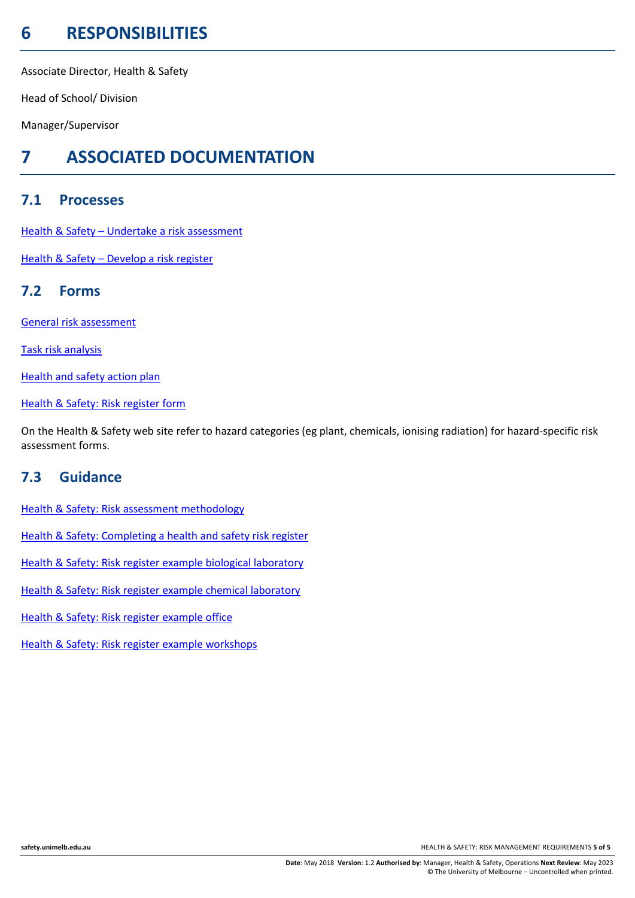# 6 RESPONSIBILITIES

Associate Director, Health & Safety

Head of School/ Division

Manager/Supervisor

# 7 ASSOCIATED DOCUMENTATION

## 7.1 Processes

Health & Safety – Undertake a risk assessment

Health & Safety – Develop a risk register

## 7.2 Forms

General risk assessment

Task risk analysis

Health and safety action plan

Health & Safety: Risk register form

On the Health & Safety web site refer to hazard categories (eg plant, chemicals, ionising radiation) for hazard-specific risk assessment forms.

## 7.3 Guidance

Health & Safety: Risk assessment methodology

Health & Safety: Completing a health and safety risk register

Health & Safety: Risk register example biological laboratory

Health & Safety: Risk register example chemical laboratory

Health & Safety: Risk register example office

Health & Safety: Risk register example workshops